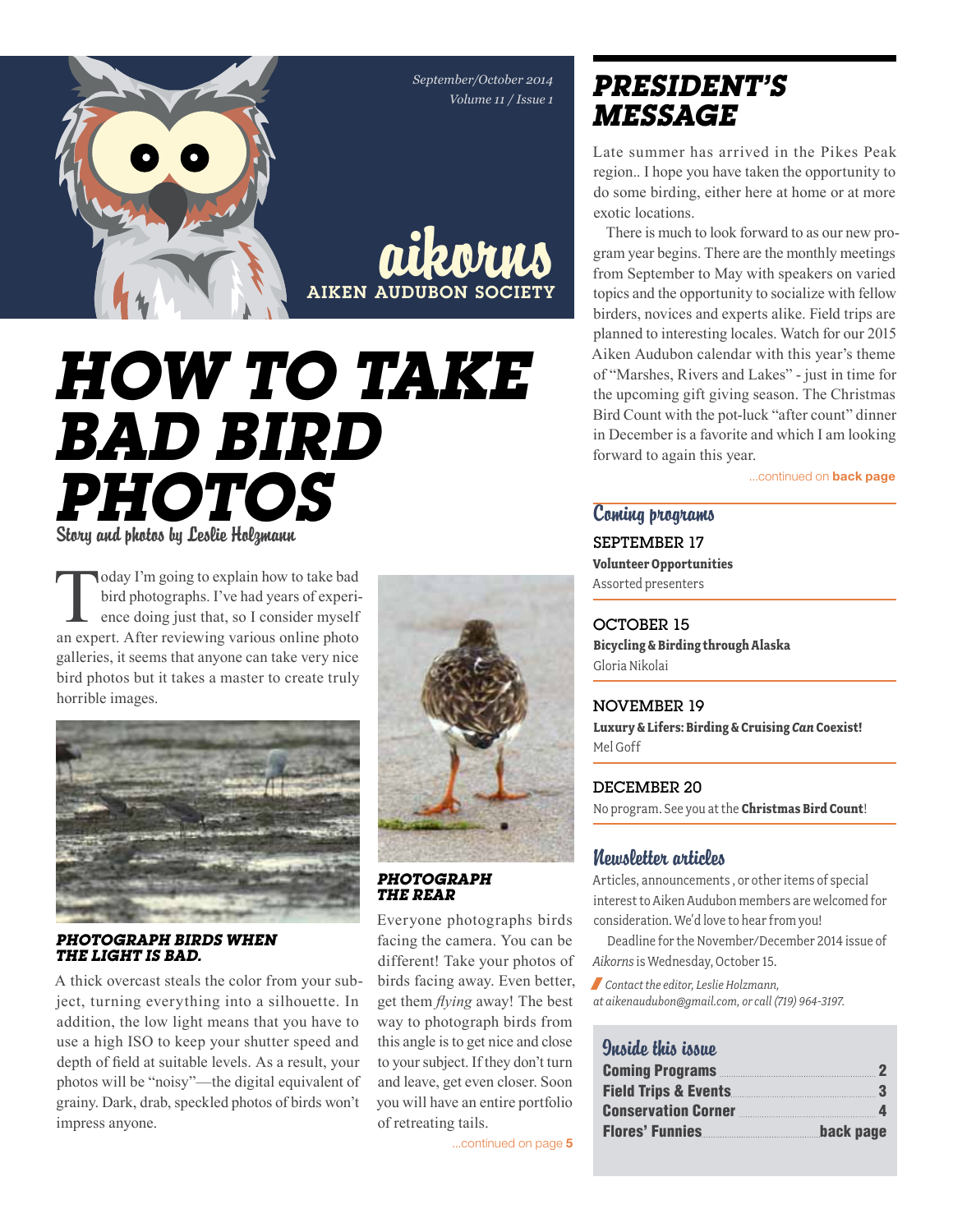September/October 2014
Volume 11 / Issue 1

aikorns
AIKEN AUDUBON SOCIETY

# HOW TO TAKE BAD BIRD PHOTOS

Story and photos by Leslie Holzmann

Today I'm going to explain how to take bad bird photographs. I've had years of experience doing just that, so I consider myself an expert. After reviewing various online photo galleries, it seems that anyone can take very nice bird photos but it takes a master to create truly horrible images.

### PHOTOGRAPH BIRDS WHEN THE LIGHT IS BAD.

A thick overcast steals the color from your subject, turning everything into a silhouette. In addition, the low light means that you have to use a high ISO to keep your shutter speed and depth of field at suitable levels. As a result, your photos will be "noisy"—the digital equivalent of grainy. Dark, drab, speckled photos of birds won't impress anyone.

### PHOTOGRAPH THE REAR

Everyone photographs birds facing the camera. You can be different! Take your photos of birds facing away. Even better, get them *flying* away! The best way to photograph birds from this angle is to get nice and close to your subject. If they don't turn and leave, get even closer. Soon you will have an entire portfolio of retreating tails.

...continued on page **5**

## PRESIDENT'S MESSAGE

Late summer has arrived in the Pikes Peak region.. I hope you have taken the opportunity to do some birding, either here at home or at more exotic locations.

There is much to look forward to as our new program year begins. There are the monthly meetings from September to May with speakers on varied topics and the opportunity to socialize with fellow birders, novices and experts alike. Field trips are planned to interesting locales. Watch for our 2015 Aiken Audubon calendar with this year's theme of "Marshes, Rivers and Lakes" - just in time for the upcoming gift giving season. The Christmas Bird Count with the pot-luck "after count" dinner in December is a favorite and which I am looking forward to again this year.

...continued on **back page**

## Coming programs

**SEPTEMBER 17**
**Volunteer Opportunities**
Assorted presenters

**OCTOBER 15**
**Bicycling & Birding through Alaska**
Gloria Nikolai

**NOVEMBER 19**
**Luxury & Lifers: Birding & Cruising *Can* Coexist!**
Mel Goff

**DECEMBER 20**
No program. See you at the **Christmas Bird Count**!

## Newsletter articles

Articles, announcements , or other items of special interest to Aiken Audubon members are welcomed for consideration. We'd love to hear from you!

Deadline for the November/December 2014 issue of *Aikorns* is Wednesday, October 15.

*Contact the editor, Leslie Holzmann, at aikenaudubon@gmail.com, or call (719) 964-3197.*

## Inside this issue

| | |
|---|---|
| **Coming Programs** | **2** |
| **Field Trips & Events** | **3** |
| **Conservation Corner** | **4** |
| **Flores' Funnies** | **back page** |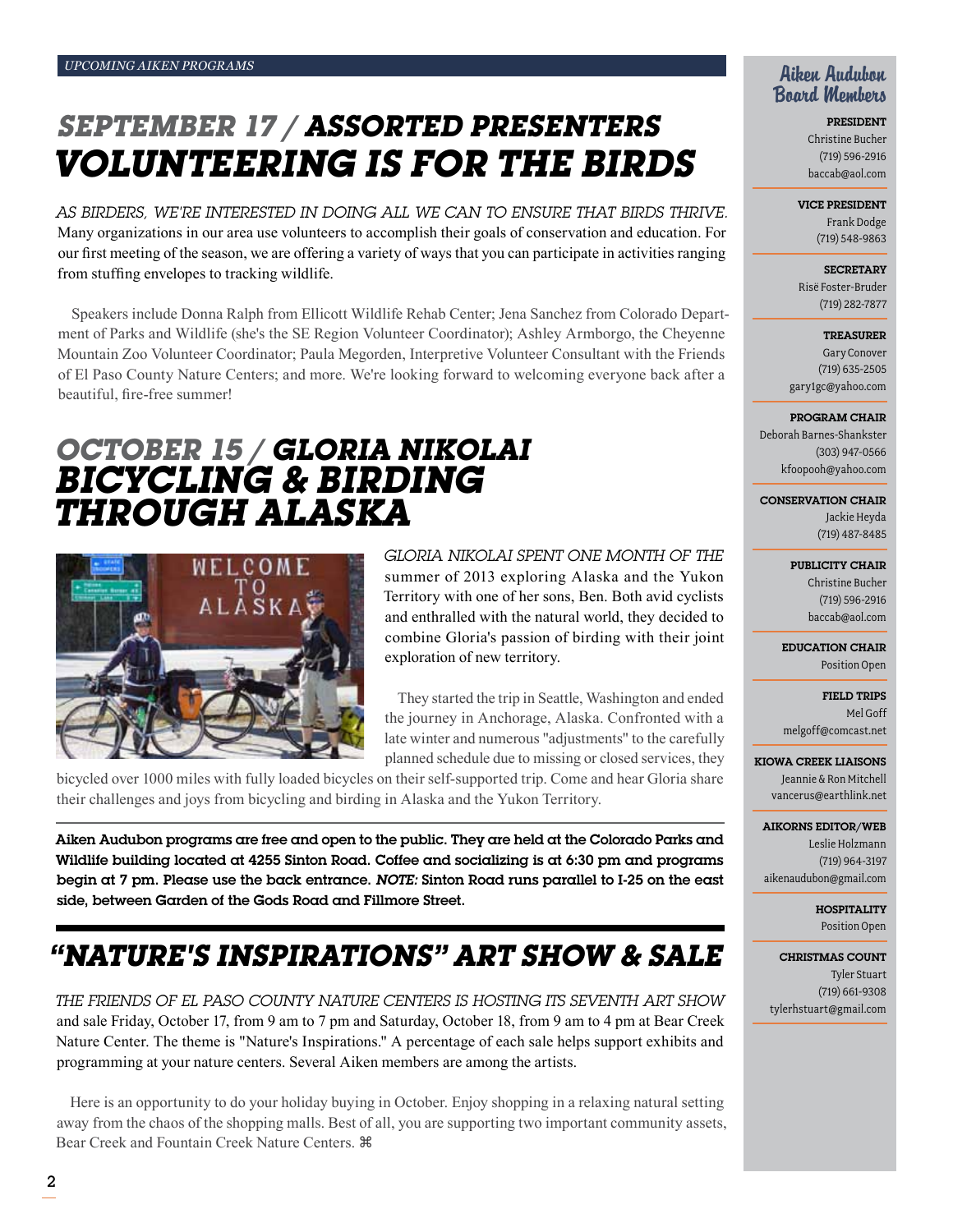UPCOMING AIKEN PROGRAMS

## SEPTEMBER 17 / ASSORTED PRESENTERS
# VOLUNTEERING IS FOR THE BIRDS

AS BIRDERS, WE'RE INTERESTED IN DOING ALL WE CAN TO ENSURE THAT BIRDS THRIVE. Many organizations in our area use volunteers to accomplish their goals of conservation and education. For our first meeting of the season, we are offering a variety of ways that you can participate in activities ranging from stuffing envelopes to tracking wildlife.

Speakers include Donna Ralph from Ellicott Wildlife Rehab Center; Jena Sanchez from Colorado Department of Parks and Wildlife (she's the SE Region Volunteer Coordinator); Ashley Armborgo, the Cheyenne Mountain Zoo Volunteer Coordinator; Paula Megorden, Interpretive Volunteer Consultant with the Friends of El Paso County Nature Centers; and more. We're looking forward to welcoming everyone back after a beautiful, fire-free summer!

## OCTOBER 15 / GLORIA NIKOLAI
# BICYCLING & BIRDING THROUGH ALASKA

GLORIA NIKOLAI SPENT ONE MONTH OF THE summer of 2013 exploring Alaska and the Yukon Territory with one of her sons, Ben. Both avid cyclists and enthralled with the natural world, they decided to combine Gloria's passion of birding with their joint exploration of new territory.

They started the trip in Seattle, Washington and ended the journey in Anchorage, Alaska. Confronted with a late winter and numerous "adjustments" to the carefully planned schedule due to missing or closed services, they bicycled over 1000 miles with fully loaded bicycles on their self-supported trip. Come and hear Gloria share their challenges and joys from bicycling and birding in Alaska and the Yukon Territory.

**Aiken Audubon programs are free and open to the public. They are held at the Colorado Parks and Wildlife building located at 4255 Sinton Road. Coffee and socializing is at 6:30 pm and programs begin at 7 pm. Please use the back entrance. *NOTE:* Sinton Road runs parallel to I-25 on the east side, between Garden of the Gods Road and Fillmore Street.**

# "NATURE'S INSPIRATIONS" ART SHOW & SALE

THE FRIENDS OF EL PASO COUNTY NATURE CENTERS IS HOSTING ITS SEVENTH ART SHOW and sale Friday, October 17, from 9 am to 7 pm and Saturday, October 18, from 9 am to 4 pm at Bear Creek Nature Center. The theme is "Nature's Inspirations." A percentage of each sale helps support exhibits and programming at your nature centers. Several Aiken members are among the artists.

Here is an opportunity to do your holiday buying in October. Enjoy shopping in a relaxing natural setting away from the chaos of the shopping malls. Best of all, you are supporting two important community assets, Bear Creek and Fountain Creek Nature Centers. ⌘

## Aiken Audubon Board Members

**PRESIDENT**
Christine Bucher
(719) 596-2916
baccab@aol.com

**VICE PRESIDENT**
Frank Dodge
(719) 548-9863

**SECRETARY**
Risë Foster-Bruder
(719) 282-7877

**TREASURER**
Gary Conover
(719) 635-2505
gary1gc@yahoo.com

**PROGRAM CHAIR**
Deborah Barnes-Shankster
(303) 947-0566
kfoopooh@yahoo.com

**CONSERVATION CHAIR**
Jackie Heyda
(719) 487-8485

**PUBLICITY CHAIR**
Christine Bucher
(719) 596-2916
baccab@aol.com

**EDUCATION CHAIR**
Position Open

**FIELD TRIPS**
Mel Goff
melgoff@comcast.net

**KIOWA CREEK LIAISONS**
Jeannie & Ron Mitchell
vancerus@earthlink.net

**AIKORNS EDITOR/WEB**
Leslie Holzmann
(719) 964-3197
aikenaudubon@gmail.com

**HOSPITALITY**
Position Open

**CHRISTMAS COUNT**
Tyler Stuart
(719) 661-9308
tylerhstuart@gmail.com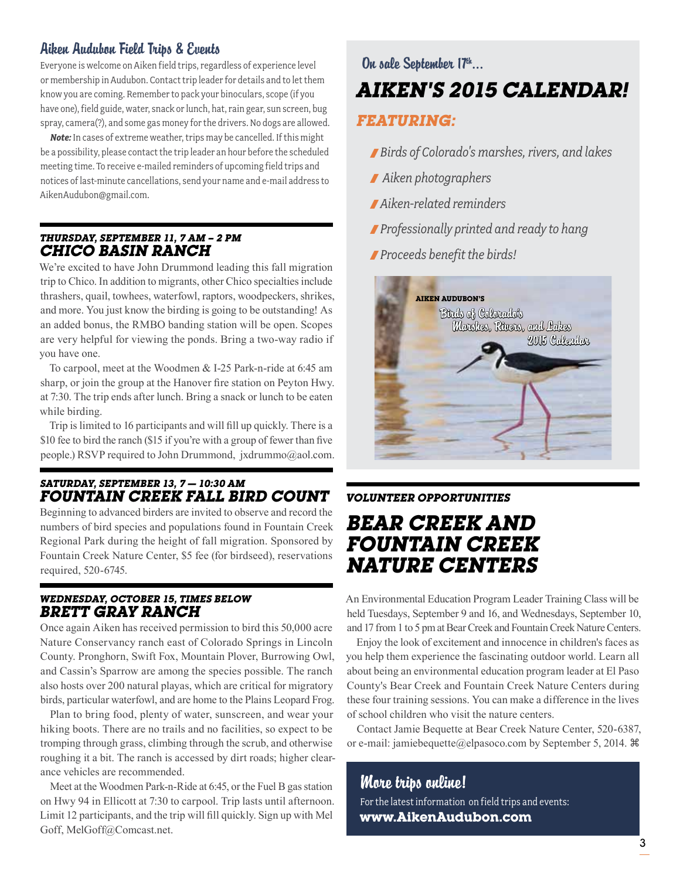## Aiken Audubon Field Trips & Events

Everyone is welcome on Aiken field trips, regardless of experience level or membership in Audubon. Contact trip leader for details and to let them know you are coming. Remember to pack your binoculars, scope (if you have one), field guide, water, snack or lunch, hat, rain gear, sun screen, bug spray, camera(?), and some gas money for the drivers. No dogs are allowed.

***Note:*** In cases of extreme weather, trips may be cancelled. If this might be a possibility, please contact the trip leader an hour before the scheduled meeting time. To receive e-mailed reminders of upcoming field trips and notices of last-minute cancellations, send your name and e-mail address to AikenAudubon@gmail.com.

***THURSDAY, SEPTEMBER 11, 7 AM – 2 PM***

### CHICO BASIN RANCH

We're excited to have John Drummond leading this fall migration trip to Chico. In addition to migrants, other Chico specialties include thrashers, quail, towhees, waterfowl, raptors, woodpeckers, shrikes, and more. You just know the birding is going to be outstanding! As an added bonus, the RMBO banding station will be open. Scopes are very helpful for viewing the ponds. Bring a two-way radio if you have one.

To carpool, meet at the Woodmen & I-25 Park-n-ride at 6:45 am sharp, or join the group at the Hanover fire station on Peyton Hwy. at 7:30. The trip ends after lunch. Bring a snack or lunch to be eaten while birding.

Trip is limited to 16 participants and will fill up quickly. There is a $10 fee to bird the ranch ($15 if you're with a group of fewer than five people.) RSVP required to John Drummond, jxdrummo@aol.com.

***SATURDAY, SEPTEMBER 13, 7 — 10:30 AM***

### FOUNTAIN CREEK FALL BIRD COUNT

Beginning to advanced birders are invited to observe and record the numbers of bird species and populations found in Fountain Creek Regional Park during the height of fall migration. Sponsored by Fountain Creek Nature Center, $5 fee (for birdseed), reservations required, 520-6745.

***WEDNESDAY, OCTOBER 15, TIMES BELOW***

### BRETT GRAY RANCH

Once again Aiken has received permission to bird this 50,000 acre Nature Conservancy ranch east of Colorado Springs in Lincoln County. Pronghorn, Swift Fox, Mountain Plover, Burrowing Owl, and Cassin's Sparrow are among the species possible. The ranch also hosts over 200 natural playas, which are critical for migratory birds, particular waterfowl, and are home to the Plains Leopard Frog.

Plan to bring food, plenty of water, sunscreen, and wear your hiking boots. There are no trails and no facilities, so expect to be tromping through grass, climbing through the scrub, and otherwise roughing it a bit. The ranch is accessed by dirt roads; higher clearance vehicles are recommended.

Meet at the Woodmen Park-n-Ride at 6:45, or the Fuel B gas station on Hwy 94 in Ellicott at 7:30 to carpool. Trip lasts until afternoon. Limit 12 participants, and the trip will fill quickly. Sign up with Mel Goff, MelGoff@Comcast.net.

On sale September 17th...

## AIKEN'S 2015 CALENDAR!

***FEATURING:***

- *Birds of Colorado's marshes, rivers, and lakes*
- *Aiken photographers*
- *Aiken-related reminders*
- *Professionally printed and ready to hang*
- *Proceeds benefit the birds!*

AIKEN AUDUBON'S
Birds of Colorado's Marshes, Rivers, and Lakes 2015 Calendar

***VOLUNTEER OPPORTUNITIES***

## BEAR CREEK AND FOUNTAIN CREEK NATURE CENTERS

An Environmental Education Program Leader Training Class will be held Tuesdays, September 9 and 16, and Wednesdays, September 10, and 17 from 1 to 5 pm at Bear Creek and Fountain Creek Nature Centers.

Enjoy the look of excitement and innocence in children's faces as you help them experience the fascinating outdoor world. Learn all about being an environmental education program leader at El Paso County's Bear Creek and Fountain Creek Nature Centers during these four training sessions. You can make a difference in the lives of school children who visit the nature centers.

Contact Jamie Bequette at Bear Creek Nature Center, 520-6387, or e-mail: jamiebequette@elpasoco.com by September 5, 2014. ⌘

### More trips online!

For the latest information on field trips and events:
**www.AikenAudubon.com**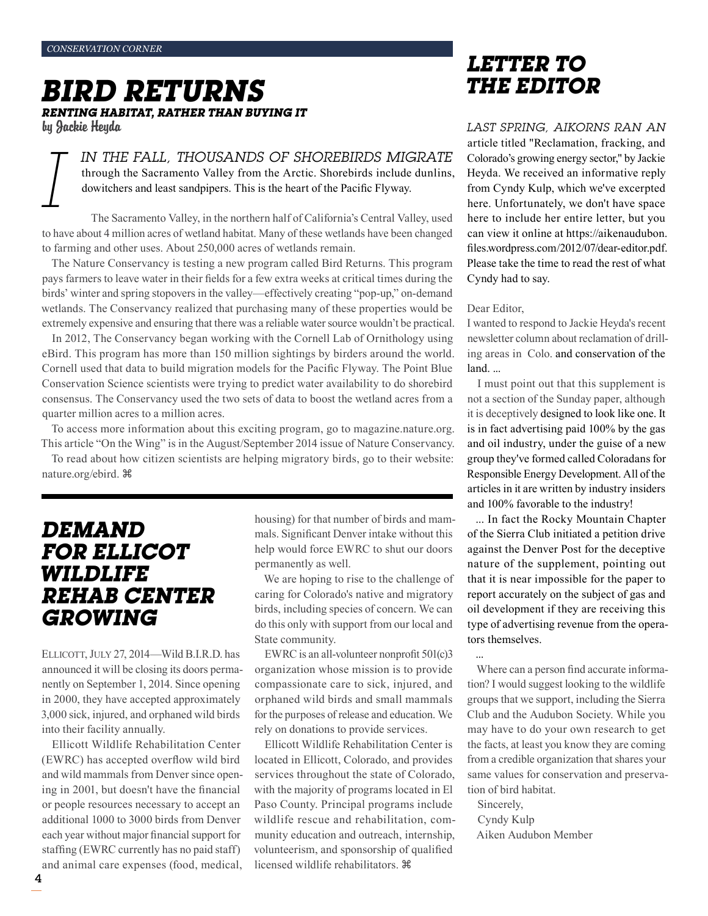*CONSERVATION CORNER*

# BIRD RETURNS

### RENTING HABITAT, RATHER THAN BUYING IT

by Jackie Heyda

IN THE FALL, THOUSANDS OF SHOREBIRDS MIGRATE through the Sacramento Valley from the Arctic. Shorebirds include dunlins, dowitchers and least sandpipers. This is the heart of the Pacific Flyway.

The Sacramento Valley, in the northern half of California's Central Valley, used to have about 4 million acres of wetland habitat. Many of these wetlands have been changed to farming and other uses. About 250,000 acres of wetlands remain.

The Nature Conservancy is testing a new program called Bird Returns. This program pays farmers to leave water in their fields for a few extra weeks at critical times during the birds' winter and spring stopovers in the valley—effectively creating "pop-up," on-demand wetlands. The Conservancy realized that purchasing many of these properties would be extremely expensive and ensuring that there was a reliable water source wouldn't be practical.

In 2012, The Conservancy began working with the Cornell Lab of Ornithology using eBird. This program has more than 150 million sightings by birders around the world. Cornell used that data to build migration models for the Pacific Flyway. The Point Blue Conservation Science scientists were trying to predict water availability to do shorebird consensus. The Conservancy used the two sets of data to boost the wetland acres from a quarter million acres to a million acres.

To access more information about this exciting program, go to magazine.nature.org. This article "On the Wing" is in the August/September 2014 issue of Nature Conservancy.

To read about how citizen scientists are helping migratory birds, go to their website: nature.org/ebird. ⌘

# DEMAND FOR ELLICOT WILDLIFE REHAB CENTER GROWING

ELLICOTT, JULY 27, 2014—Wild B.I.R.D. has announced it will be closing its doors permanently on September 1, 2014. Since opening in 2000, they have accepted approximately 3,000 sick, injured, and orphaned wild birds into their facility annually.

Ellicott Wildlife Rehabilitation Center (EWRC) has accepted overflow wild bird and wild mammals from Denver since opening in 2001, but doesn't have the financial or people resources necessary to accept an additional 1000 to 3000 birds from Denver each year without major financial support for staffing (EWRC currently has no paid staff) and animal care expenses (food, medical, housing) for that number of birds and mammals. Significant Denver intake without this help would force EWRC to shut our doors permanently as well.

We are hoping to rise to the challenge of caring for Colorado's native and migratory birds, including species of concern. We can do this only with support from our local and State community.

EWRC is an all-volunteer nonprofit 501(c)3 organization whose mission is to provide compassionate care to sick, injured, and orphaned wild birds and small mammals for the purposes of release and education. We rely on donations to provide services.

Ellicott Wildlife Rehabilitation Center is located in Ellicott, Colorado, and provides services throughout the state of Colorado, with the majority of programs located in El Paso County. Principal programs include wildlife rescue and rehabilitation, community education and outreach, internship, volunteerism, and sponsorship of qualified licensed wildlife rehabilitators. ⌘

# LETTER TO THE EDITOR

LAST SPRING, AIKORNS RAN AN article titled "Reclamation, fracking, and Colorado's growing energy sector," by Jackie Heyda. We received an informative reply from Cyndy Kulp, which we've excerpted here. Unfortunately, we don't have space here to include her entire letter, but you can view it online at https://aikenaudubon.files.wordpress.com/2012/07/dear-editor.pdf. Please take the time to read the rest of what Cyndy had to say.

Dear Editor,

I wanted to respond to Jackie Heyda's recent newsletter column about reclamation of drilling areas in Colo. and conservation of the land. ...

I must point out that this supplement is not a section of the Sunday paper, although it is deceptively designed to look like one. It is in fact advertising paid 100% by the gas and oil industry, under the guise of a new group they've formed called Coloradans for Responsible Energy Development. All of the articles in it are written by industry insiders and 100% favorable to the industry!

... In fact the Rocky Mountain Chapter of the Sierra Club initiated a petition drive against the Denver Post for the deceptive nature of the supplement, pointing out that it is near impossible for the paper to report accurately on the subject of gas and oil development if they are receiving this type of advertising revenue from the operators themselves.

...

Where can a person find accurate information? I would suggest looking to the wildlife groups that we support, including the Sierra Club and the Audubon Society. While you may have to do your own research to get the facts, at least you know they are coming from a credible organization that shares your same values for conservation and preservation of bird habitat.

Sincerely,
Cyndy Kulp
Aiken Audubon Member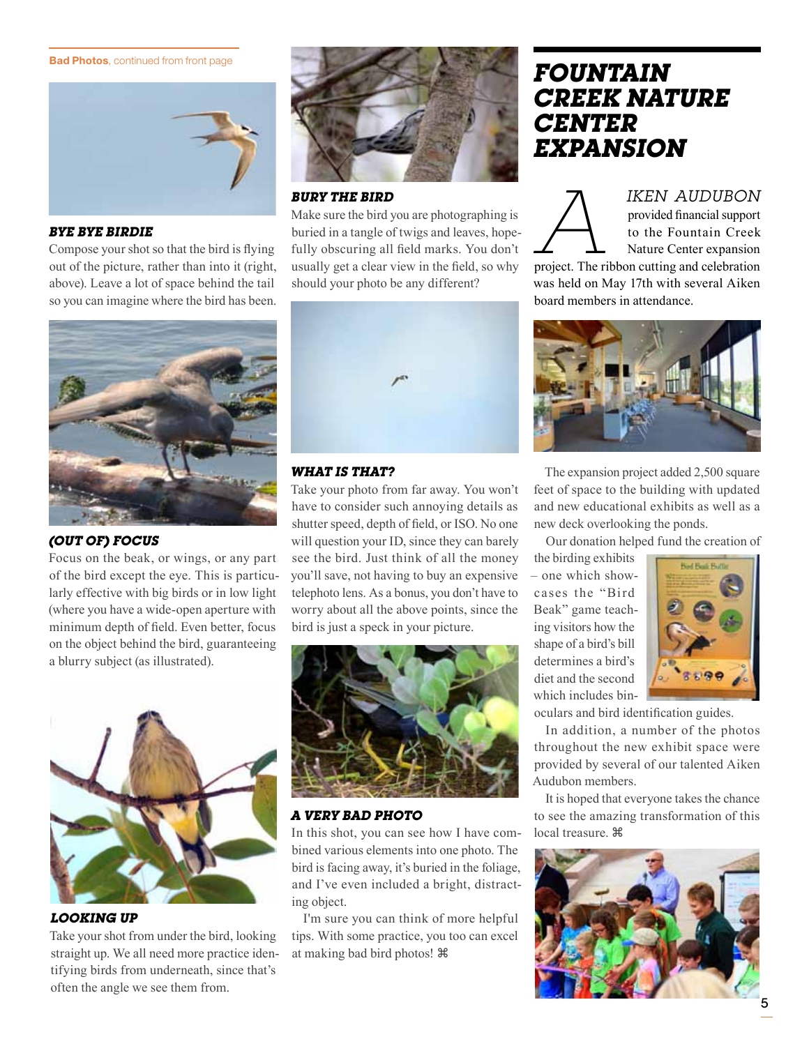**Bad Photos**, continued from front page

### *BYE BYE BIRDIE*

Compose your shot so that the bird is flying out of the picture, rather than into it (right, above). Leave a lot of space behind the tail so you can imagine where the bird has been.

### *(OUT OF) FOCUS*

Focus on the beak, or wings, or any part of the bird except the eye. This is particularly effective with big birds or in low light (where you have a wide-open aperture with minimum depth of field. Even better, focus on the object behind the bird, guaranteeing a blurry subject (as illustrated).

### *LOOKING UP*

Take your shot from under the bird, looking straight up. We all need more practice identifying birds from underneath, since that's often the angle we see them from.

### *BURY THE BIRD*

Make sure the bird you are photographing is buried in a tangle of twigs and leaves, hopefully obscuring all field marks. You don't usually get a clear view in the field, so why should your photo be any different?

### *WHAT IS THAT?*

Take your photo from far away. You won't have to consider such annoying details as shutter speed, depth of field, or ISO. No one will question your ID, since they can barely see the bird. Just think of all the money you'll save, not having to buy an expensive telephoto lens. As a bonus, you don't have to worry about all the above points, since the bird is just a speck in your picture.

### *A VERY BAD PHOTO*

In this shot, you can see how I have combined various elements into one photo. The bird is facing away, it's buried in the foliage, and I've even included a bright, distracting object.

I'm sure you can think of more helpful tips. With some practice, you too can excel at making bad bird photos! ⌘

## *FOUNTAIN CREEK NATURE CENTER EXPANSION*

AIKEN AUDUBON provided financial support to the Fountain Creek Nature Center expansion project. The ribbon cutting and celebration was held on May 17th with several Aiken board members in attendance.

The expansion project added 2,500 square feet of space to the building with updated and new educational exhibits as well as a new deck overlooking the ponds.

Our donation helped fund the creation of the birding exhibits – one which showcases the "Bird Beak" game teaching visitors how the shape of a bird's bill determines a bird's diet and the second which includes binoculars and bird identification guides.

In addition, a number of the photos throughout the new exhibit space were provided by several of our talented Aiken Audubon members.

It is hoped that everyone takes the chance to see the amazing transformation of this local treasure. ⌘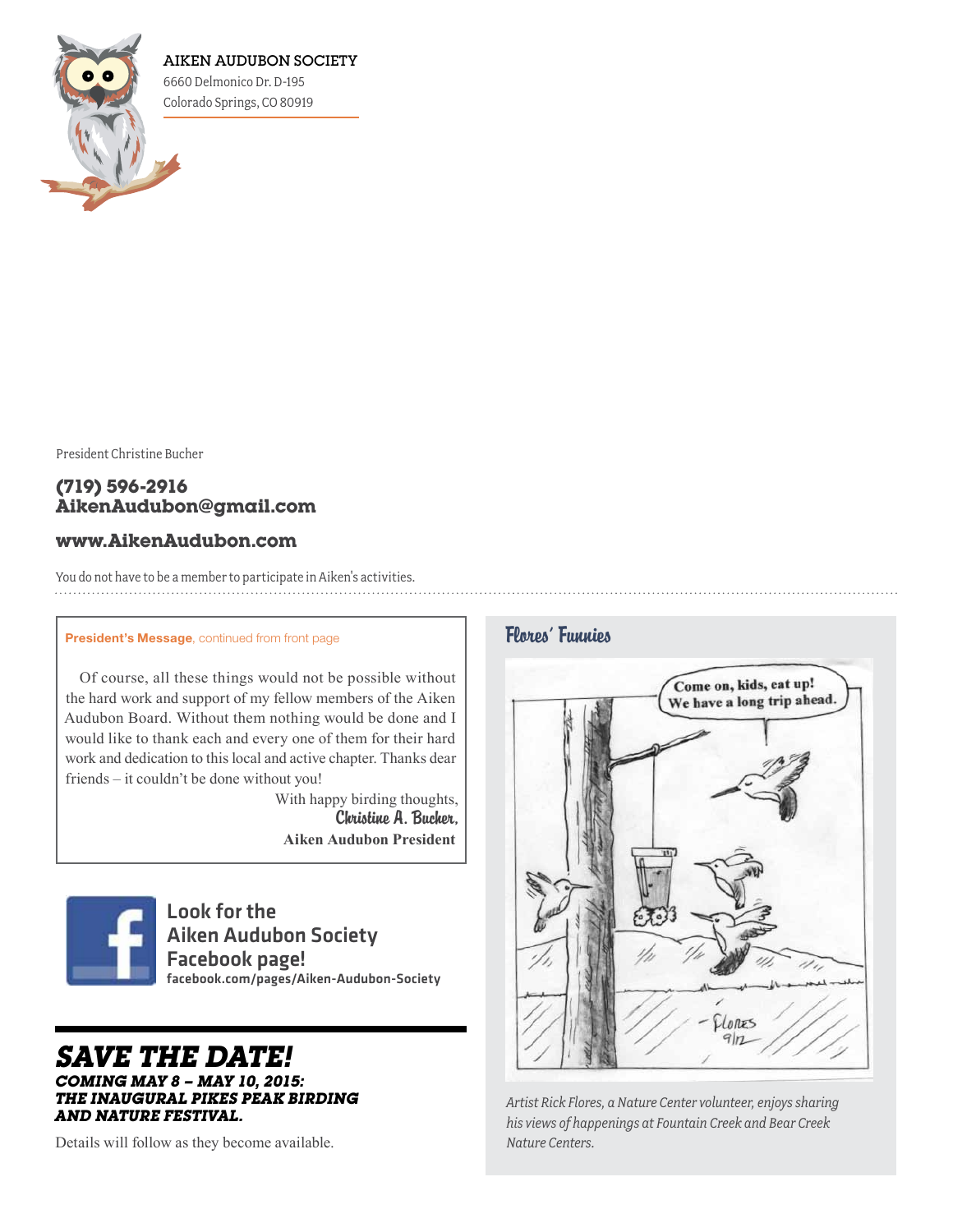AIKEN AUDUBON SOCIETY
6660 Delmonico Dr. D-195
Colorado Springs, CO 80919

President Christine Bucher

**(719) 596-2916**
**AikenAudubon@gmail.com**

**www.AikenAudubon.com**

You do not have to be a member to participate in Aiken's activities.

**President's Message**, continued from front page

Of course, all these things would not be possible without the hard work and support of my fellow members of the Aiken Audubon Board. Without them nothing would be done and I would like to thank each and every one of them for their hard work and dedication to this local and active chapter. Thanks dear friends – it couldn't be done without you!

With happy birding thoughts,
*Christine A. Bucher,*
**Aiken Audubon President**

Look for the Aiken Audubon Society Facebook page!
facebook.com/pages/Aiken-Audubon-Society

# SAVE THE DATE!

***COMING MAY 8 – MAY 10, 2015: THE INAUGURAL PIKES PEAK BIRDING AND NATURE FESTIVAL.***

Details will follow as they become available.

## Flores' Funnies

Come on, kids, eat up! We have a long trip ahead.

*Artist Rick Flores, a Nature Center volunteer, enjoys sharing his views of happenings at Fountain Creek and Bear Creek Nature Centers.*